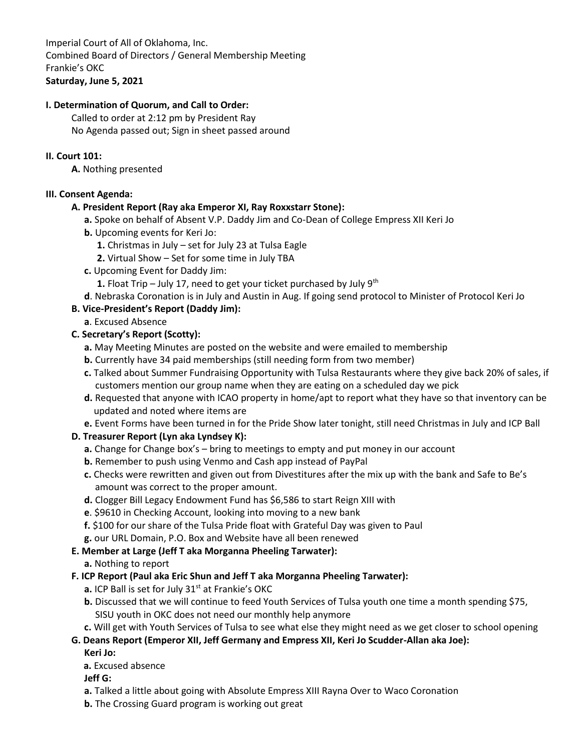Imperial Court of All of Oklahoma, Inc.
Combined Board of Directors / General Membership Meeting
Frankie's OKC
**Saturday, June 5, 2021**

**I. Determination of Quorum, and Call to Order:**

Called to order at 2:12 pm by President Ray
No Agenda passed out; Sign in sheet passed around

**II. Court 101:**

**A.** Nothing presented

**III. Consent Agenda:**

**A. President Report (Ray aka Emperor XI, Ray Roxxstarr Stone):**

**a.** Spoke on behalf of Absent V.P. Daddy Jim and Co-Dean of College Empress XII Keri Jo

**b.** Upcoming events for Keri Jo:

**1.** Christmas in July – set for July 23 at Tulsa Eagle

**2.** Virtual Show – Set for some time in July TBA

**c.** Upcoming Event for Daddy Jim:

**1.** Float Trip – July 17, need to get your ticket purchased by July 9th

**d**. Nebraska Coronation is in July and Austin in Aug. If going send protocol to Minister of Protocol Keri Jo

**B. Vice-President's Report (Daddy Jim):**

**a**. Excused Absence

**C. Secretary's Report (Scotty):**

**a.** May Meeting Minutes are posted on the website and were emailed to membership

**b.** Currently have 34 paid memberships (still needing form from two member)

**c.** Talked about Summer Fundraising Opportunity with Tulsa Restaurants where they give back 20% of sales, if customers mention our group name when they are eating on a scheduled day we pick

**d.** Requested that anyone with ICAO property in home/apt to report what they have so that inventory can be updated and noted where items are

**e.** Event Forms have been turned in for the Pride Show later tonight, still need Christmas in July and ICP Ball

**D. Treasurer Report (Lyn aka Lyndsey K):**

**a.** Change for Change box's – bring to meetings to empty and put money in our account

**b.** Remember to push using Venmo and Cash app instead of PayPal

**c.** Checks were rewritten and given out from Divestitures after the mix up with the bank and Safe to Be's amount was correct to the proper amount.

**d.** Clogger Bill Legacy Endowment Fund has $6,586 to start Reign XIII with

**e**. $9610 in Checking Account, looking into moving to a new bank

**f.** $100 for our share of the Tulsa Pride float with Grateful Day was given to Paul

**g.** our URL Domain, P.O. Box and Website have all been renewed

**E. Member at Large (Jeff T aka Morganna Pheeling Tarwater):**

**a.** Nothing to report

**F. ICP Report (Paul aka Eric Shun and Jeff T aka Morganna Pheeling Tarwater):**

**a.** ICP Ball is set for July 31st at Frankie's OKC

**b.** Discussed that we will continue to feed Youth Services of Tulsa youth one time a month spending $75, SISU youth in OKC does not need our monthly help anymore

**c.** Will get with Youth Services of Tulsa to see what else they might need as we get closer to school opening

**G. Deans Report (Emperor XII, Jeff Germany and Empress XII, Keri Jo Scudder-Allan aka Joe):**

**Keri Jo:**

**a.** Excused absence

**Jeff G:**

**a.** Talked a little about going with Absolute Empress XIII Rayna Over to Waco Coronation

**b.** The Crossing Guard program is working out great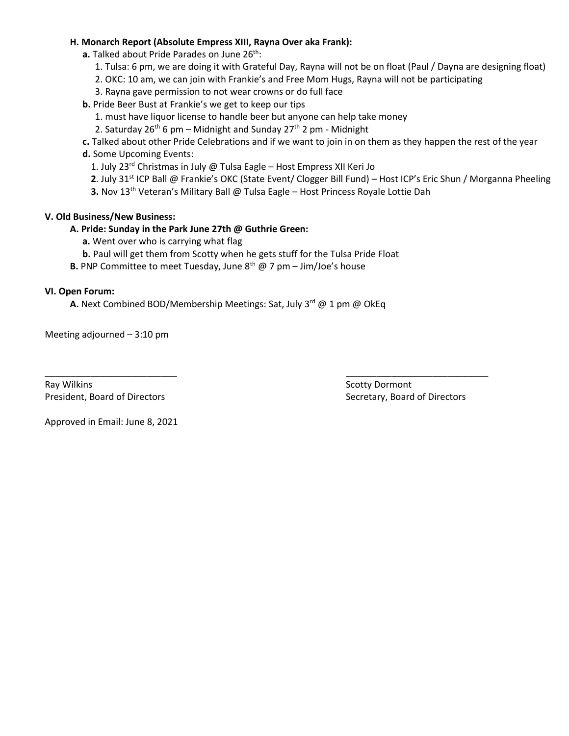**H. Monarch Report (Absolute Empress XIII, Rayna Over aka Frank):**

**a.** Talked about Pride Parades on June 26th:

1. Tulsa: 6 pm, we are doing it with Grateful Day, Rayna will not be on float (Paul / Dayna are designing float)
2. OKC: 10 am, we can join with Frankie's and Free Mom Hugs, Rayna will not be participating
3. Rayna gave permission to not wear crowns or do full face

**b.** Pride Beer Bust at Frankie's we get to keep our tips

1. must have liquor license to handle beer but anyone can help take money
2. Saturday 26th 6 pm – Midnight and Sunday 27th 2 pm - Midnight

**c.** Talked about other Pride Celebrations and if we want to join in on them as they happen the rest of the year

**d.** Some Upcoming Events:

1. July 23rd Christmas in July @ Tulsa Eagle – Host Empress XII Keri Jo
**2**. July 31st ICP Ball @ Frankie's OKC (State Event/ Clogger Bill Fund) – Host ICP's Eric Shun / Morganna Pheeling
**3.** Nov 13th Veteran's Military Ball @ Tulsa Eagle – Host Princess Royale Lottie Dah

**V. Old Business/New Business:**

**A. Pride: Sunday in the Park June 27th @ Guthrie Green:**

**a.** Went over who is carrying what flag

**b.** Paul will get them from Scotty when he gets stuff for the Tulsa Pride Float

**B.** PNP Committee to meet Tuesday, June 8th @ 7 pm – Jim/Joe's house

**VI. Open Forum:**

**A.** Next Combined BOD/Membership Meetings: Sat, July 3rd @ 1 pm @ OkEq

Meeting adjourned – 3:10 pm

___________________________

Ray Wilkins
President, Board of Directors

___________________________

Scotty Dormont
Secretary, Board of Directors

Approved in Email: June 8, 2021